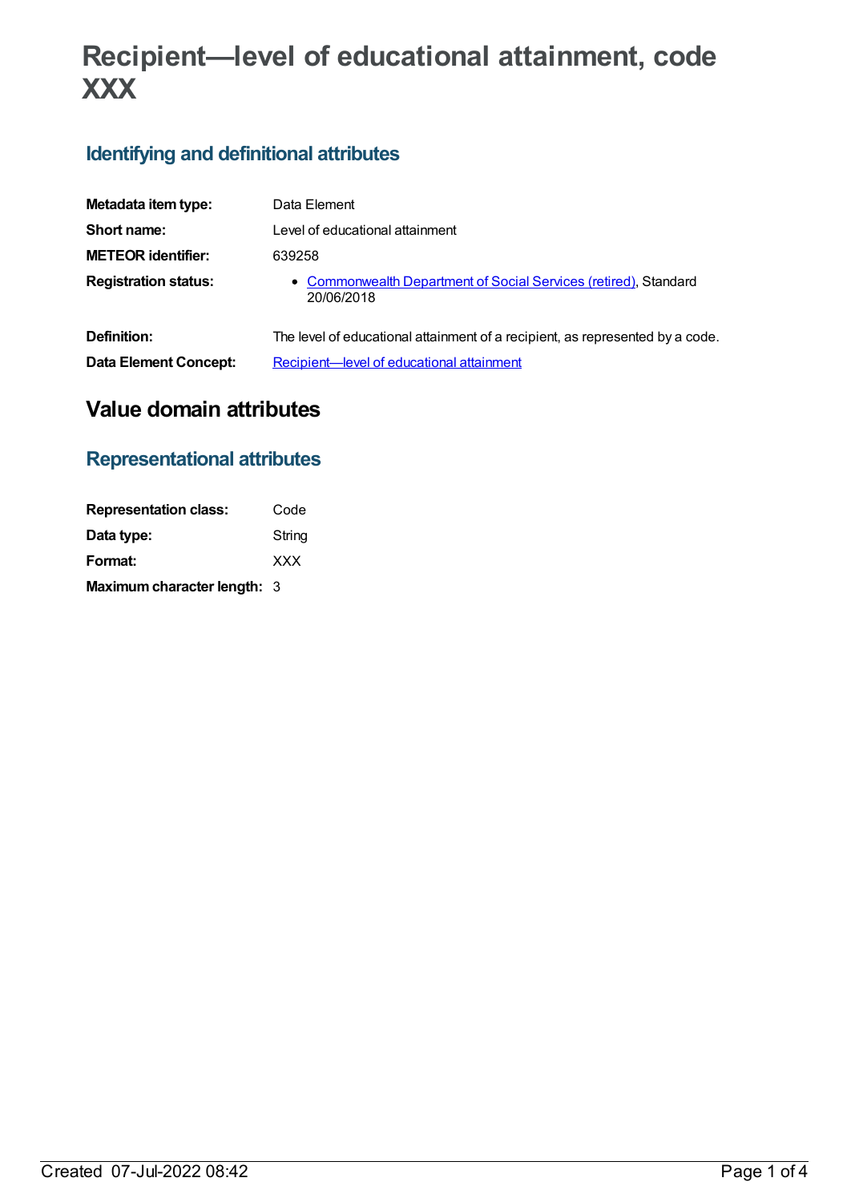# Recipient—level of educational attainment, code XXX

## Identifying and definitional attributes

| | |
|---|---|
| **Metadata item type:** | Data Element |
| **Short name:** | Level of educational attainment |
| **METEOR identifier:** | 639258 |
| **Registration status:** | • Commonwealth Department of Social Services (retired), Standard 20/06/2018 |
| **Definition:** | The level of educational attainment of a recipient, as represented by a code. |
| **Data Element Concept:** | Recipient—level of educational attainment |

# Value domain attributes

## Representational attributes

| | |
|---|---|
| **Representation class:** | Code |
| **Data type:** | String |
| **Format:** | XXX |
| **Maximum character length:** | 3 |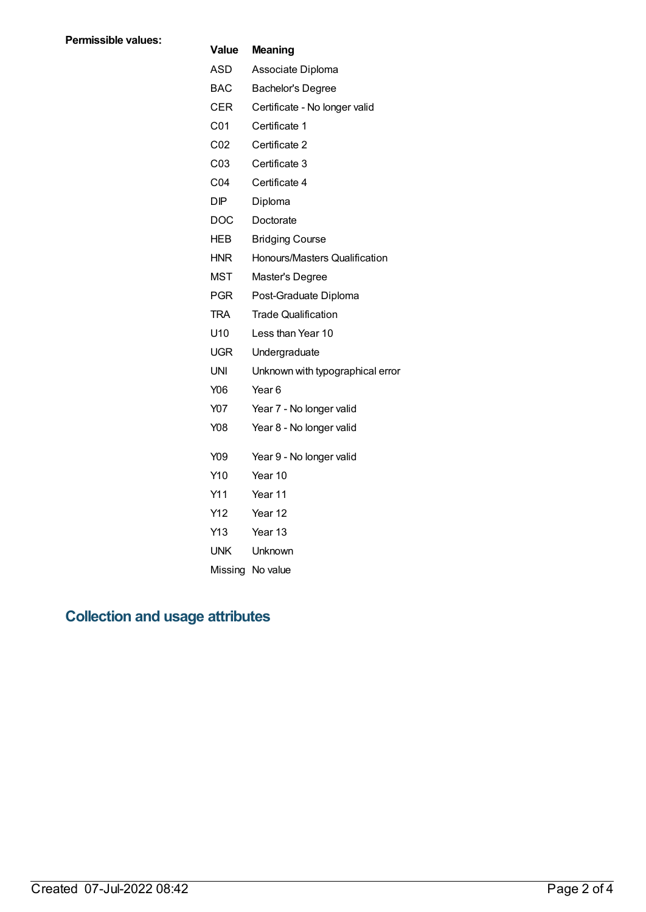**Permissible values:**

| Value | Meaning |
|---|---|
| ASD | Associate Diploma |
| BAC | Bachelor's Degree |
| CER | Certificate - No longer valid |
| C01 | Certificate 1 |
| C02 | Certificate 2 |
| C03 | Certificate 3 |
| C04 | Certificate 4 |
| DIP | Diploma |
| DOC | Doctorate |
| HEB | Bridging Course |
| HNR | Honours/Masters Qualification |
| MST | Master's Degree |
| PGR | Post-Graduate Diploma |
| TRA | Trade Qualification |
| U10 | Less than Year 10 |
| UGR | Undergraduate |
| UNI | Unknown with typographical error |
| Y06 | Year 6 |
| Y07 | Year 7 - No longer valid |
| Y08 | Year 8 - No longer valid |
| Y09 | Year 9 - No longer valid |
| Y10 | Year 10 |
| Y11 | Year 11 |
| Y12 | Year 12 |
| Y13 | Year 13 |
| UNK | Unknown |
| Missing | No value |

## Collection and usage attributes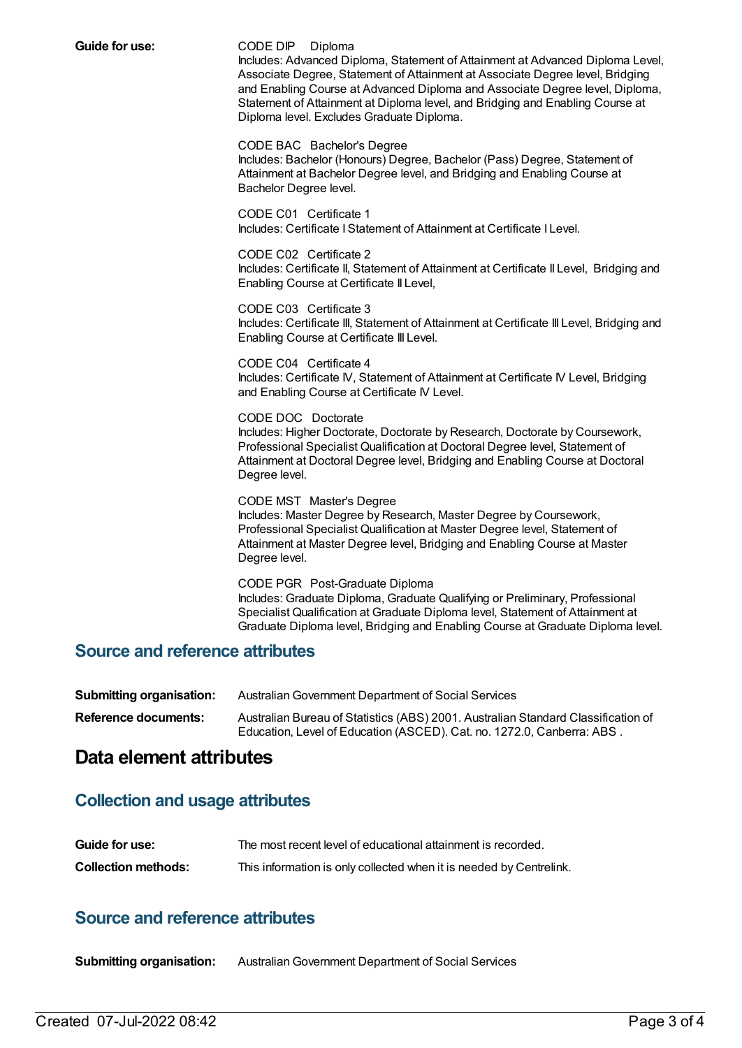**Guide for use:**

CODE DIP Diploma
Includes: Advanced Diploma, Statement of Attainment at Advanced Diploma Level, Associate Degree, Statement of Attainment at Associate Degree level, Bridging and Enabling Course at Advanced Diploma and Associate Degree level, Diploma, Statement of Attainment at Diploma level, and Bridging and Enabling Course at Diploma level. Excludes Graduate Diploma.

CODE BAC Bachelor's Degree
Includes: Bachelor (Honours) Degree, Bachelor (Pass) Degree, Statement of Attainment at Bachelor Degree level, and Bridging and Enabling Course at Bachelor Degree level.

CODE C01 Certificate 1
Includes: Certificate I Statement of Attainment at Certificate I Level.

CODE C02 Certificate 2
Includes: Certificate II, Statement of Attainment at Certificate II Level, Bridging and Enabling Course at Certificate II Level,

CODE C03 Certificate 3
Includes: Certificate III, Statement of Attainment at Certificate III Level, Bridging and Enabling Course at Certificate III Level.

CODE C04 Certificate 4
Includes: Certificate IV, Statement of Attainment at Certificate IV Level, Bridging and Enabling Course at Certificate IV Level.

CODE DOC Doctorate
Includes: Higher Doctorate, Doctorate by Research, Doctorate by Coursework, Professional Specialist Qualification at Doctoral Degree level, Statement of Attainment at Doctoral Degree level, Bridging and Enabling Course at Doctoral Degree level.

CODE MST Master's Degree
Includes: Master Degree by Research, Master Degree by Coursework, Professional Specialist Qualification at Master Degree level, Statement of Attainment at Master Degree level, Bridging and Enabling Course at Master Degree level.

CODE PGR Post-Graduate Diploma
Includes: Graduate Diploma, Graduate Qualifying or Preliminary, Professional Specialist Qualification at Graduate Diploma level, Statement of Attainment at Graduate Diploma level, Bridging and Enabling Course at Graduate Diploma level.

### Source and reference attributes

**Submitting organisation:** Australian Government Department of Social Services

**Reference documents:** Australian Bureau of Statistics (ABS) 2001. Australian Standard Classification of Education, Level of Education (ASCED). Cat. no. 1272.0, Canberra: ABS .

## Data element attributes

### Collection and usage attributes

**Guide for use:** The most recent level of educational attainment is recorded.

**Collection methods:** This information is only collected when it is needed by Centrelink.

### Source and reference attributes

**Submitting organisation:** Australian Government Department of Social Services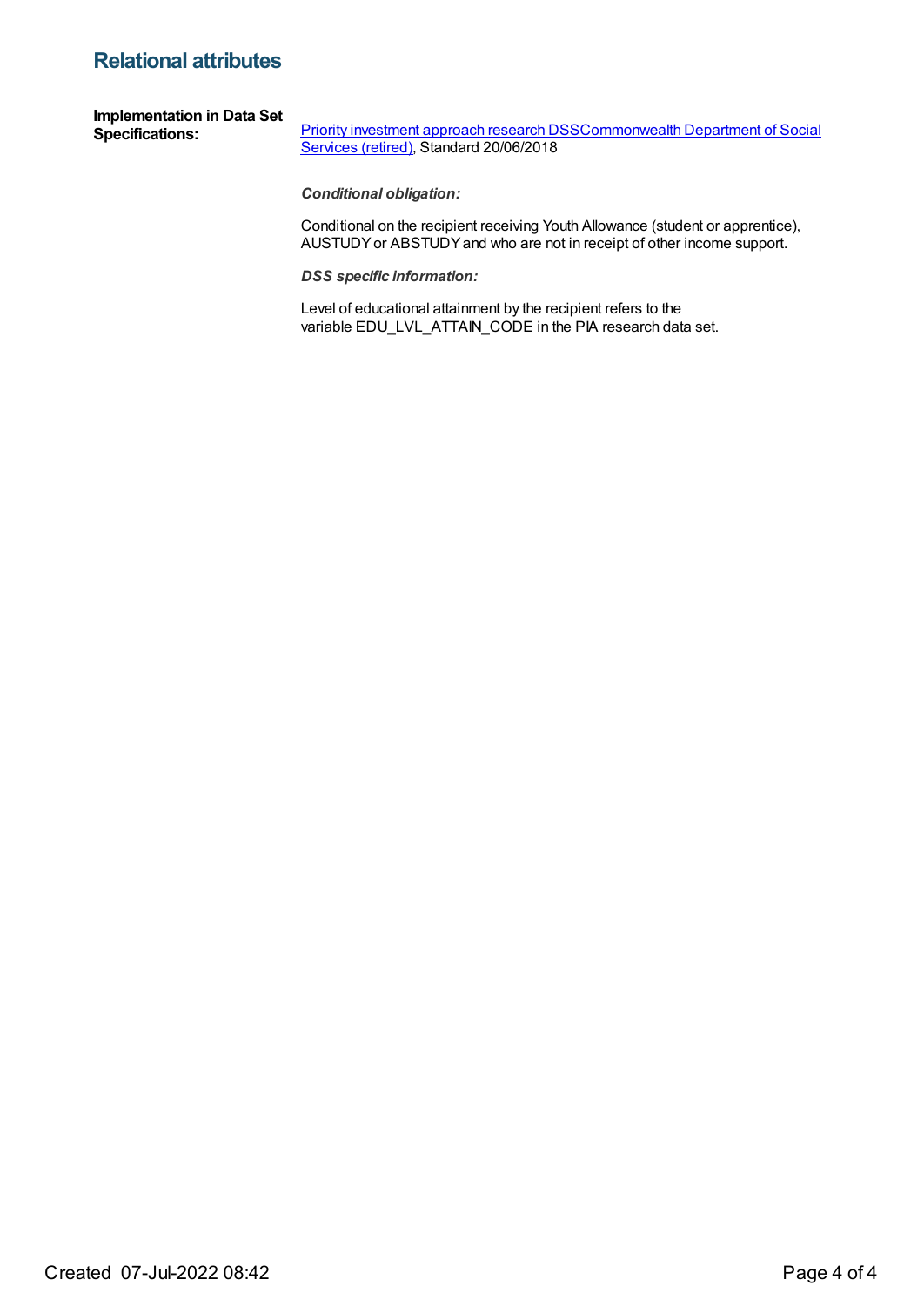## Relational attributes

**Implementation in Data Set Specifications:**

Priority investment approach research DSSCommonwealth Department of Social Services (retired), Standard 20/06/2018

***Conditional obligation:***

Conditional on the recipient receiving Youth Allowance (student or apprentice), AUSTUDY or ABSTUDY and who are not in receipt of other income support.

***DSS specific information:***

Level of educational attainment by the recipient refers to the variable EDU_LVL_ATTAIN_CODE in the PIA research data set.